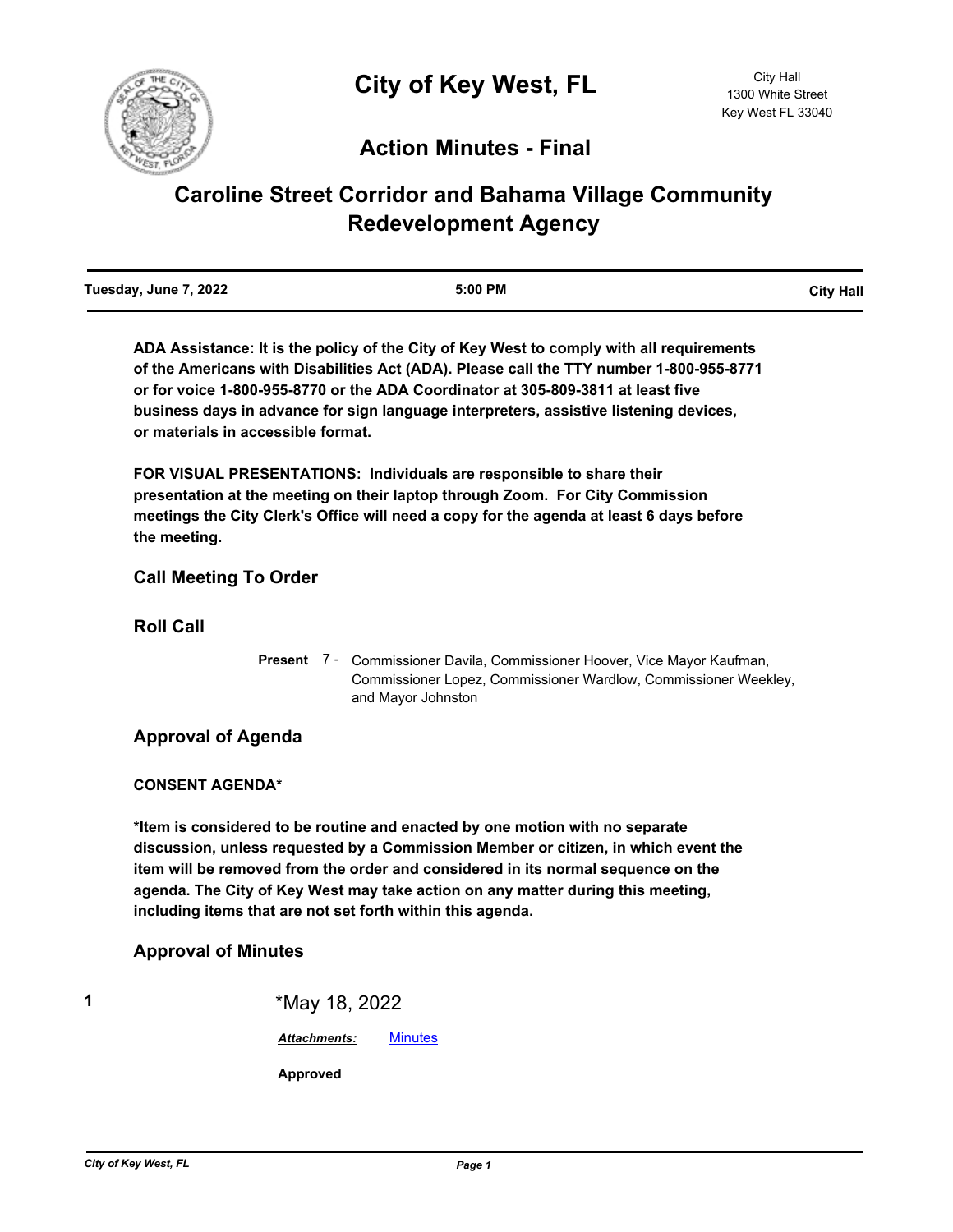# City of Key West, FL

City Hall
1300 White Street
Key West FL 33040

## Action Minutes - Final

# Caroline Street Corridor and Bahama Village Community Redevelopment Agency

| Tuesday, June 7, 2022 | 5:00 PM | City Hall |
|---|---|---|

**ADA Assistance: It is the policy of the City of Key West to comply with all requirements of the Americans with Disabilities Act (ADA). Please call the TTY number 1-800-955-8771 or for voice 1-800-955-8770 or the ADA Coordinator at 305-809-3811 at least five business days in advance for sign language interpreters, assistive listening devices, or materials in accessible format.**

**FOR VISUAL PRESENTATIONS: Individuals are responsible to share their presentation at the meeting on their laptop through Zoom. For City Commission meetings the City Clerk's Office will need a copy for the agenda at least 6 days before the meeting.**

## Call Meeting To Order

## Roll Call

**Present** 7 - Commissioner Davila, Commissioner Hoover, Vice Mayor Kaufman, Commissioner Lopez, Commissioner Wardlow, Commissioner Weekley, and Mayor Johnston

## Approval of Agenda

**CONSENT AGENDA***

**\*Item is considered to be routine and enacted by one motion with no separate discussion, unless requested by a Commission Member or citizen, in which event the item will be removed from the order and considered in its normal sequence on the agenda. The City of Key West may take action on any matter during this meeting, including items that are not set forth within this agenda.**

## Approval of Minutes

**1** *May 18, 2022

***Attachments:*** Minutes

**Approved**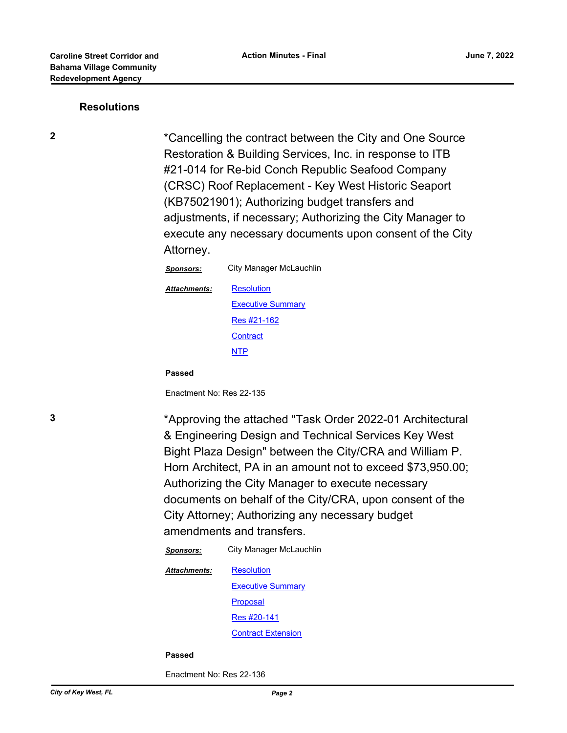## Resolutions

**2**

*Cancelling the contract between the City and One Source Restoration & Building Services, Inc. in response to ITB #21-014 for Re-bid Conch Republic Seafood Company (CRSC) Roof Replacement - Key West Historic Seaport (KB75021901); Authorizing budget transfers and adjustments, if necessary; Authorizing the City Manager to execute any necessary documents upon consent of the City Attorney.

***Sponsors:*** City Manager McLauchlin

***Attachments:***
- Resolution
- Executive Summary
- Res #21-162
- Contract
- NTP

**Passed**

Enactment No: Res 22-135

**3**

*Approving the attached "Task Order 2022-01 Architectural & Engineering Design and Technical Services Key West Bight Plaza Design" between the City/CRA and William P. Horn Architect, PA in an amount not to exceed $73,950.00; Authorizing the City Manager to execute necessary documents on behalf of the City/CRA, upon consent of the City Attorney; Authorizing any necessary budget amendments and transfers.

***Sponsors:*** City Manager McLauchlin

***Attachments:***
- Resolution
- Executive Summary
- Proposal
- Res #20-141
- Contract Extension

**Passed**

Enactment No: Res 22-136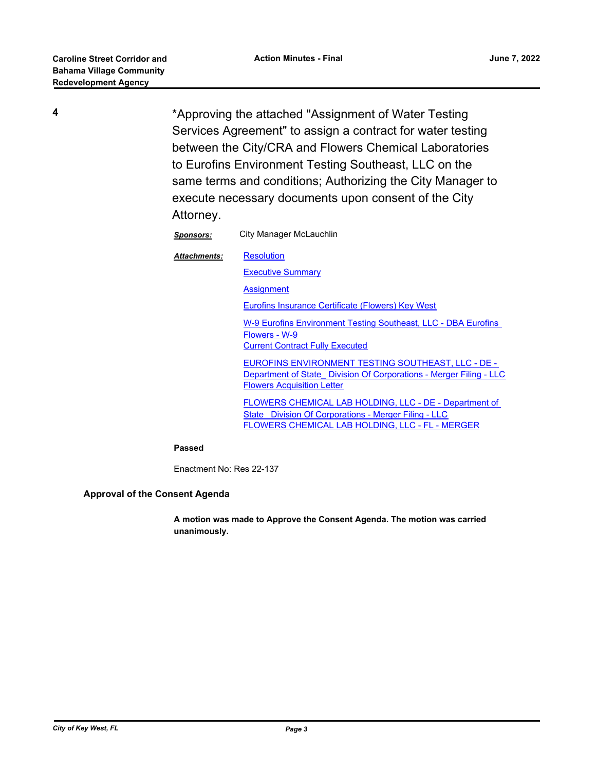**4** *Approving the attached "Assignment of Water Testing Services Agreement" to assign a contract for water testing between the City/CRA and Flowers Chemical Laboratories to Eurofins Environment Testing Southeast, LLC on the same terms and conditions; Authorizing the City Manager to execute necessary documents upon consent of the City Attorney.

***Sponsors:*** City Manager McLauchlin

***Attachments:***
- Resolution
- Executive Summary
- Assignment
- Eurofins Insurance Certificate (Flowers) Key West
- W-9 Eurofins Environment Testing Southeast, LLC - DBA Eurofins Flowers - W-9
- Current Contract Fully Executed
- EUROFINS ENVIRONMENT TESTING SOUTHEAST, LLC - DE - Department of State_ Division Of Corporations - Merger Filing - LLC
- Flowers Acquisition Letter
- FLOWERS CHEMICAL LAB HOLDING, LLC - DE - Department of State_ Division Of Corporations - Merger Filing - LLC
- FLOWERS CHEMICAL LAB HOLDING, LLC - FL - MERGER

**Passed**

Enactment No: Res 22-137

**Approval of the Consent Agenda**

**A motion was made to Approve the Consent Agenda. The motion was carried unanimously.**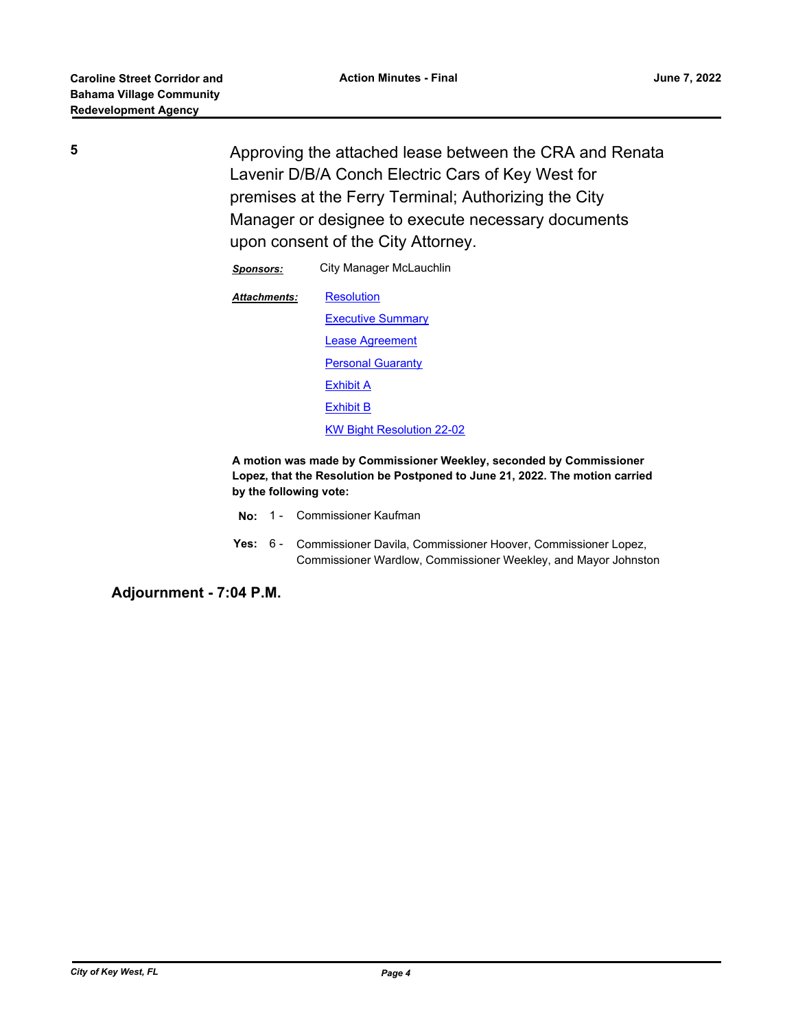**5** Approving the attached lease between the CRA and Renata Lavenir D/B/A Conch Electric Cars of Key West for premises at the Ferry Terminal; Authorizing the City Manager or designee to execute necessary documents upon consent of the City Attorney.

***Sponsors:*** City Manager McLauchlin

***Attachments:***
- Resolution
- Executive Summary
- Lease Agreement
- Personal Guaranty
- Exhibit A
- Exhibit B
- KW Bight Resolution 22-02

**A motion was made by Commissioner Weekley, seconded by Commissioner Lopez, that the Resolution be Postponed to June 21, 2022. The motion carried by the following vote:**

**No:** 1 - Commissioner Kaufman

**Yes:** 6 - Commissioner Davila, Commissioner Hoover, Commissioner Lopez, Commissioner Wardlow, Commissioner Weekley, and Mayor Johnston

## Adjournment - 7:04 P.M.